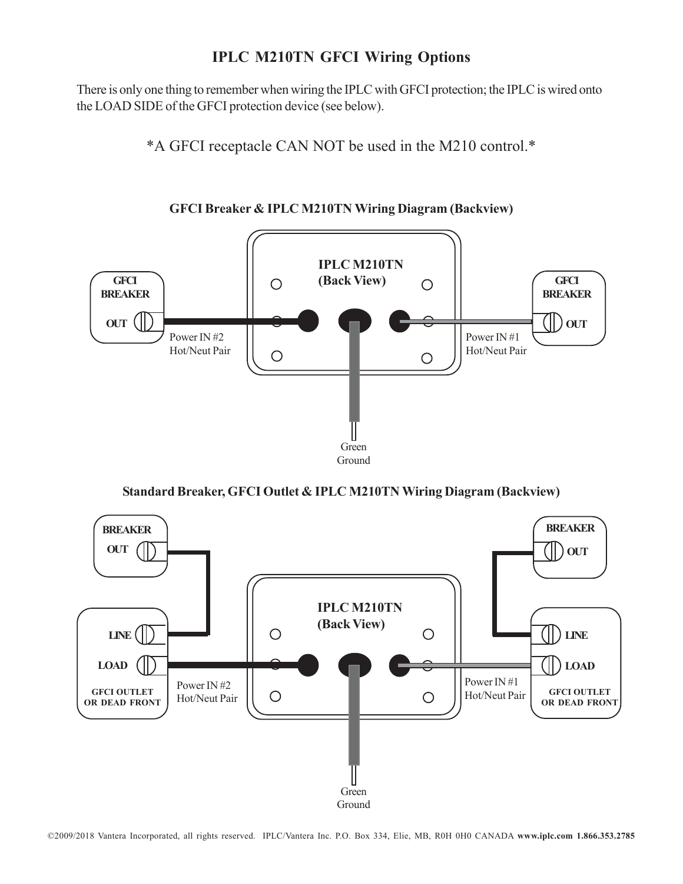# IPLC M210TN GFCI Wiring Options

There is only one thing to remember when wiring the IPLC with GFCI protection; the IPLC is wired onto the LOAD SIDE of the GFCI protection device (see below).

*A GFCI receptacle CAN NOT be used in the M210 control.*

### GFCI Breaker & IPLC M210TN Wiring Diagram (Backview)

GFCI BREAKER OUT — Power IN #2 Hot/Neut Pair

IPLC M210TN (Back View)

Power IN #1 Hot/Neut Pair — GFCI BREAKER OUT

Green Ground

### Standard Breaker, GFCI Outlet & IPLC M210TN Wiring Diagram (Backview)

BREAKER OUT — LINE

GFCI OUTLET OR DEAD FRONT: LINE, LOAD — Power IN #2 Hot/Neut Pair

IPLC M210TN (Back View)

Power IN #1 Hot/Neut Pair — LOAD; GFCI OUTLET OR DEAD FRONT: LINE, LOAD

BREAKER OUT — LINE

Green Ground

©2009/2018 Vantera Incorporated, all rights reserved. IPLC/Vantera Inc. P.O. Box 334, Elie, MB, R0H 0H0 CANADA **www.iplc.com 1.866.353.2785**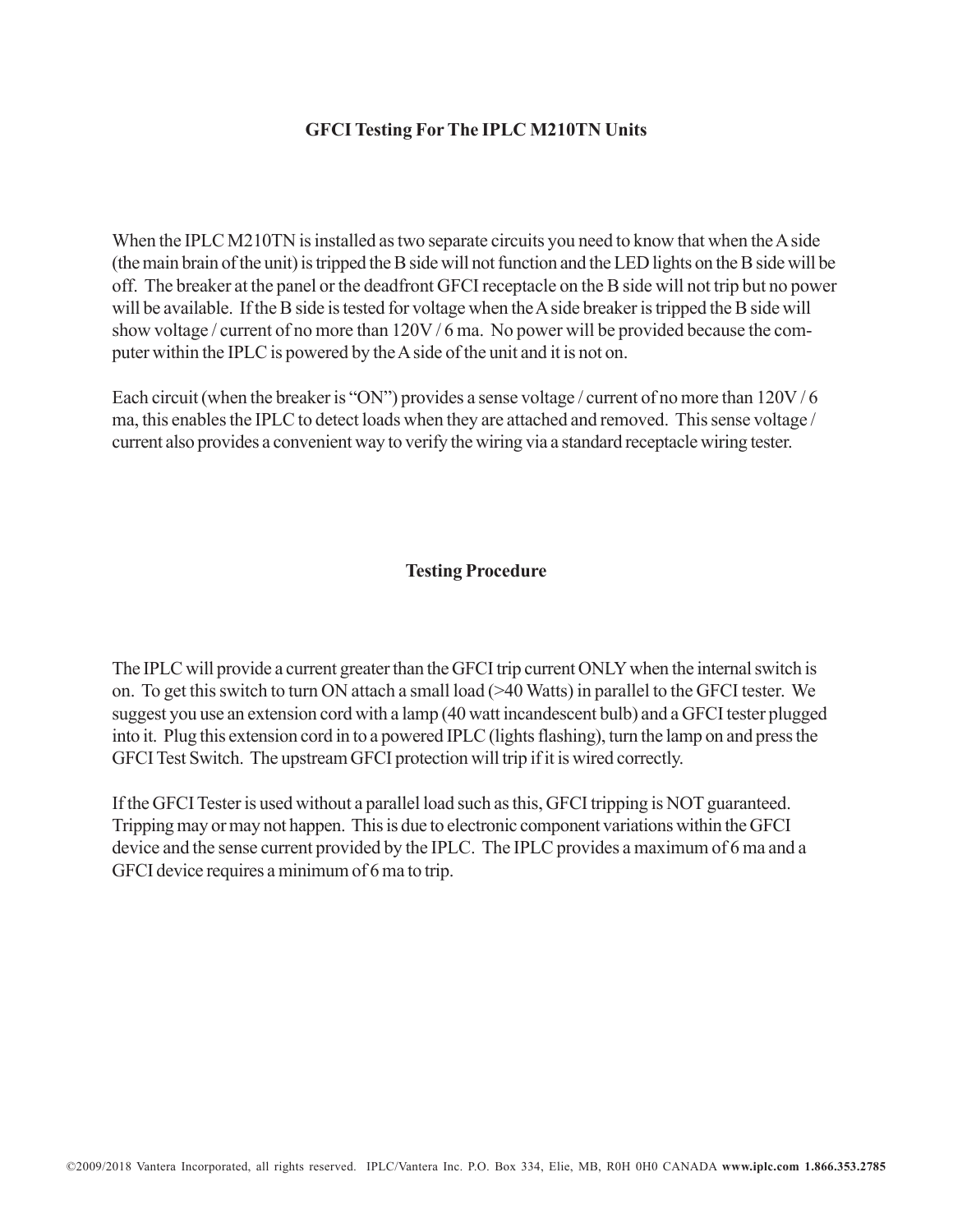## GFCI Testing For The IPLC M210TN Units

When the IPLC M210TN is installed as two separate circuits you need to know that when the A side (the main brain of the unit) is tripped the B side will not function and the LED lights on the B side will be off. The breaker at the panel or the deadfront GFCI receptacle on the B side will not trip but no power will be available. If the B side is tested for voltage when the A side breaker is tripped the B side will show voltage / current of no more than 120V / 6 ma. No power will be provided because the computer within the IPLC is powered by the A side of the unit and it is not on.

Each circuit (when the breaker is "ON") provides a sense voltage / current of no more than 120V / 6 ma, this enables the IPLC to detect loads when they are attached and removed. This sense voltage / current also provides a convenient way to verify the wiring via a standard receptacle wiring tester.

## Testing Procedure

The IPLC will provide a current greater than the GFCI trip current ONLY when the internal switch is on. To get this switch to turn ON attach a small load (>40 Watts) in parallel to the GFCI tester. We suggest you use an extension cord with a lamp (40 watt incandescent bulb) and a GFCI tester plugged into it. Plug this extension cord in to a powered IPLC (lights flashing), turn the lamp on and press the GFCI Test Switch. The upstream GFCI protection will trip if it is wired correctly.

If the GFCI Tester is used without a parallel load such as this, GFCI tripping is NOT guaranteed. Tripping may or may not happen. This is due to electronic component variations within the GFCI device and the sense current provided by the IPLC. The IPLC provides a maximum of 6 ma and a GFCI device requires a minimum of 6 ma to trip.

©2009/2018 Vantera Incorporated, all rights reserved. IPLC/Vantera Inc. P.O. Box 334, Elie, MB, R0H 0H0 CANADA **www.iplc.com 1.866.353.2785**